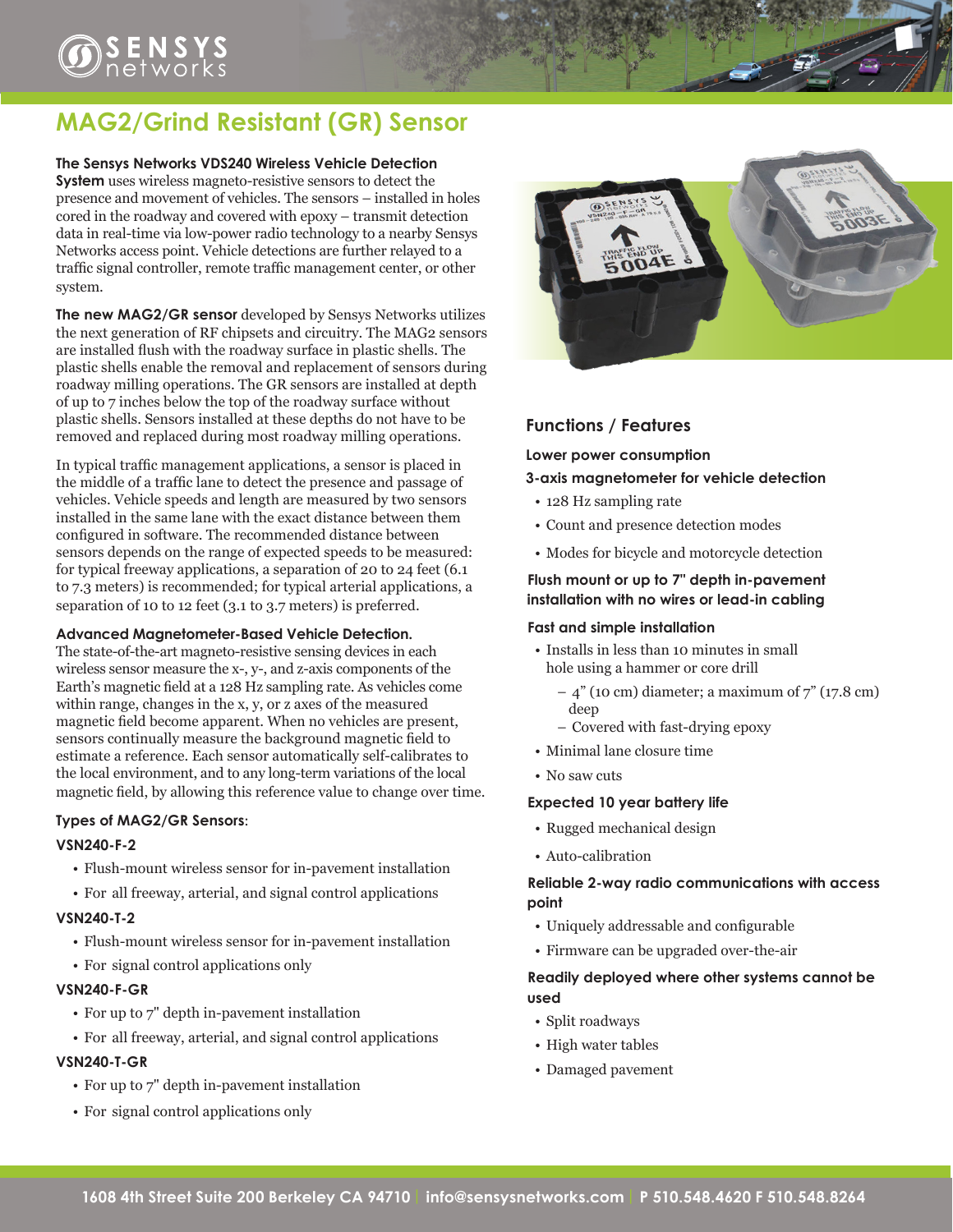# MAG2/Grind Resistant (GR) Sensor

**The Sensys Networks VDS240 Wireless Vehicle Detection System** uses wireless magneto-resistive sensors to detect the presence and movement of vehicles. The sensors – installed in holes cored in the roadway and covered with epoxy – transmit detection data in real-time via low-power radio technology to a nearby Sensys Networks access point. Vehicle detections are further relayed to a traffic signal controller, remote traffic management center, or other system.

**The new MAG2/GR sensor** developed by Sensys Networks utilizes the next generation of RF chipsets and circuitry. The MAG2 sensors are installed flush with the roadway surface in plastic shells. The plastic shells enable the removal and replacement of sensors during roadway milling operations. The GR sensors are installed at depth of up to 7 inches below the top of the roadway surface without plastic shells. Sensors installed at these depths do not have to be removed and replaced during most roadway milling operations.

In typical traffic management applications, a sensor is placed in the middle of a traffic lane to detect the presence and passage of vehicles. Vehicle speeds and length are measured by two sensors installed in the same lane with the exact distance between them configured in software. The recommended distance between sensors depends on the range of expected speeds to be measured: for typical freeway applications, a separation of 20 to 24 feet (6.1 to 7.3 meters) is recommended; for typical arterial applications, a separation of 10 to 12 feet (3.1 to 3.7 meters) is preferred.

**Advanced Magnetometer-Based Vehicle Detection.**
The state-of-the-art magneto-resistive sensing devices in each wireless sensor measure the x-, y-, and z-axis components of the Earth's magnetic field at a 128 Hz sampling rate. As vehicles come within range, changes in the x, y, or z axes of the measured magnetic field become apparent. When no vehicles are present, sensors continually measure the background magnetic field to estimate a reference. Each sensor automatically self-calibrates to the local environment, and to any long-term variations of the local magnetic field, by allowing this reference value to change over time.

**Types of MAG2/GR Sensors**:

**VSN240-F-2**
- Flush-mount wireless sensor for in-pavement installation
- For all freeway, arterial, and signal control applications

**VSN240-T-2**
- Flush-mount wireless sensor for in-pavement installation
- For signal control applications only

**VSN240-F-GR**
- For up to 7" depth in-pavement installation
- For all freeway, arterial, and signal control applications

**VSN240-T-GR**
- For up to 7" depth in-pavement installation
- For signal control applications only

## Functions / Features

**Lower power consumption**

**3-axis magnetometer for vehicle detection**
- 128 Hz sampling rate
- Count and presence detection modes
- Modes for bicycle and motorcycle detection

**Flush mount or up to 7" depth in-pavement installation with no wires or lead-in cabling**

**Fast and simple installation**
- Installs in less than 10 minutes in small hole using a hammer or core drill
  - 4" (10 cm) diameter; a maximum of 7" (17.8 cm) deep
  - Covered with fast-drying epoxy
- Minimal lane closure time
- No saw cuts

**Expected 10 year battery life**
- Rugged mechanical design
- Auto-calibration

**Reliable 2-way radio communications with access point**
- Uniquely addressable and configurable
- Firmware can be upgraded over-the-air

**Readily deployed where other systems cannot be used**
- Split roadways
- High water tables
- Damaged pavement

1608 4th Street Suite 200 Berkeley CA 94710 | info@sensysnetworks.com | P 510.548.4620 F 510.548.8264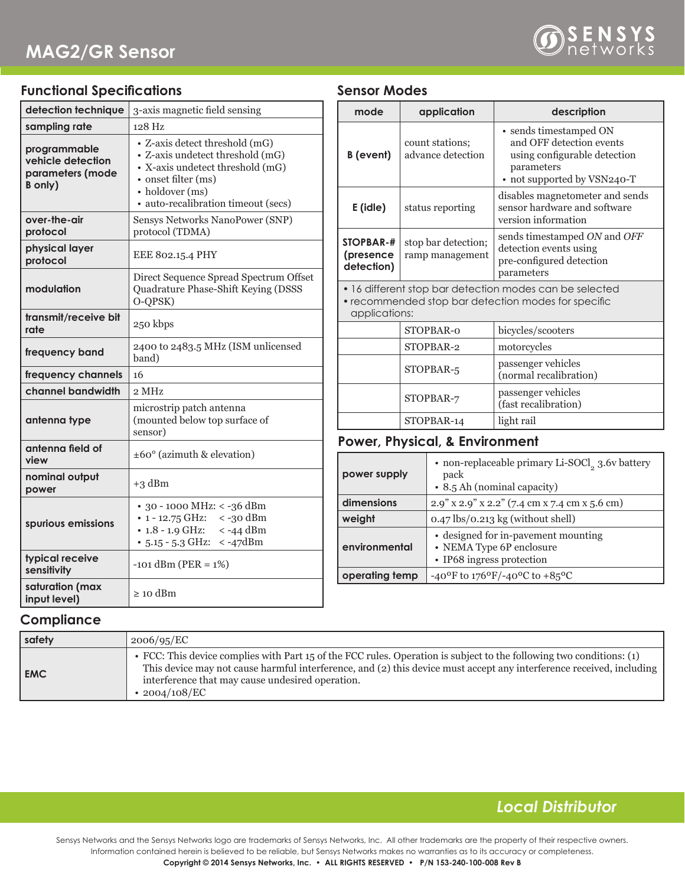# MAG2/GR Sensor

## Functional Specifications

| | |
|---|---|
| **detection technique** | 3-axis magnetic field sensing |
| **sampling rate** | 128 Hz |
| **programmable vehicle detection parameters (mode B only)** | • Z-axis detect threshold (mG)<br>• Z-axis undetect threshold (mG)<br>• X-axis undetect threshold (mG)<br>• onset filter (ms)<br>• holdover (ms)<br>• auto-recalibration timeout (secs) |
| **over-the-air protocol** | Sensys Networks NanoPower (SNP) protocol (TDMA) |
| **physical layer protocol** | EEE 802.15.4 PHY |
| **modulation** | Direct Sequence Spread Spectrum Offset Quadrature Phase-Shift Keying (DSSS O-QPSK) |
| **transmit/receive bit rate** | 250 kbps |
| **frequency band** | 2400 to 2483.5 MHz (ISM unlicensed band) |
| **frequency channels** | 16 |
| **channel bandwidth** | 2 MHz |
| **antenna type** | microstrip patch antenna (mounted below top surface of sensor) |
| **antenna field of view** | ±60° (azimuth & elevation) |
| **nominal output power** | +3 dBm |
| **spurious emissions** | • 30 - 1000 MHz: < -36 dBm<br>• 1 - 12.75 GHz: < -30 dBm<br>• 1.8 - 1.9 GHz: < -44 dBm<br>• 5.15 - 5.3 GHz: < -47dBm |
| **typical receive sensitivity** | -101 dBm (PER = 1%) |
| **saturation (max input level)** | ≥ 10 dBm |

## Sensor Modes

| mode | application | description |
|---|---|---|
| **B (event)** | count stations; advance detection | • sends timestamped ON and OFF detection events using configurable detection parameters<br>• not supported by VSN240-T |
| **E (idle)** | status reporting | disables magnetometer and sends sensor hardware and software version information |
| **STOPBAR-# (presence detection)** | stop bar detection; ramp management | sends timestamped *ON* and *OFF* detection events using pre-configured detection parameters |
| • 16 different stop bar detection modes can be selected<br>• recommended stop bar detection modes for specific applications: | | |
| | STOPBAR-0 | bicycles/scooters |
| | STOPBAR-2 | motorcycles |
| | STOPBAR-5 | passenger vehicles (normal recalibration) |
| | STOPBAR-7 | passenger vehicles (fast recalibration) |
| | STOPBAR-14 | light rail |

## Power, Physical, & Environment

| | |
|---|---|
| **power supply** | • non-replaceable primary Li-$SOCl_2$ 3.6v battery pack<br>• 8.5 Ah (nominal capacity) |
| **dimensions** | 2.9" x 2.9" x 2.2" (7.4 cm x 7.4 cm x 5.6 cm) |
| **weight** | 0.47 lbs/0.213 kg (without shell) |
| **environmental** | • designed for in-pavement mounting<br>• NEMA Type 6P enclosure<br>• IP68 ingress protection |
| **operating temp** | -40°F to 176°F/-40°C to +85°C |

## Compliance

| | |
|---|---|
| **safety** | 2006/95/EC |
| **EMC** | • FCC: This device complies with Part 15 of the FCC rules. Operation is subject to the following two conditions: (1) This device may not cause harmful interference, and (2) this device must accept any interference received, including interference that may cause undesired operation.<br>• 2004/108/EC |

*Local Distributor*

Sensys Networks and the Sensys Networks logo are trademarks of Sensys Networks, Inc. All other trademarks are the property of their respective owners. Information contained herein is believed to be reliable, but Sensys Networks makes no warranties as to its accuracy or completeness.

**Copyright © 2014 Sensys Networks, Inc. • ALL RIGHTS RESERVED • P/N 153-240-100-008 Rev B**